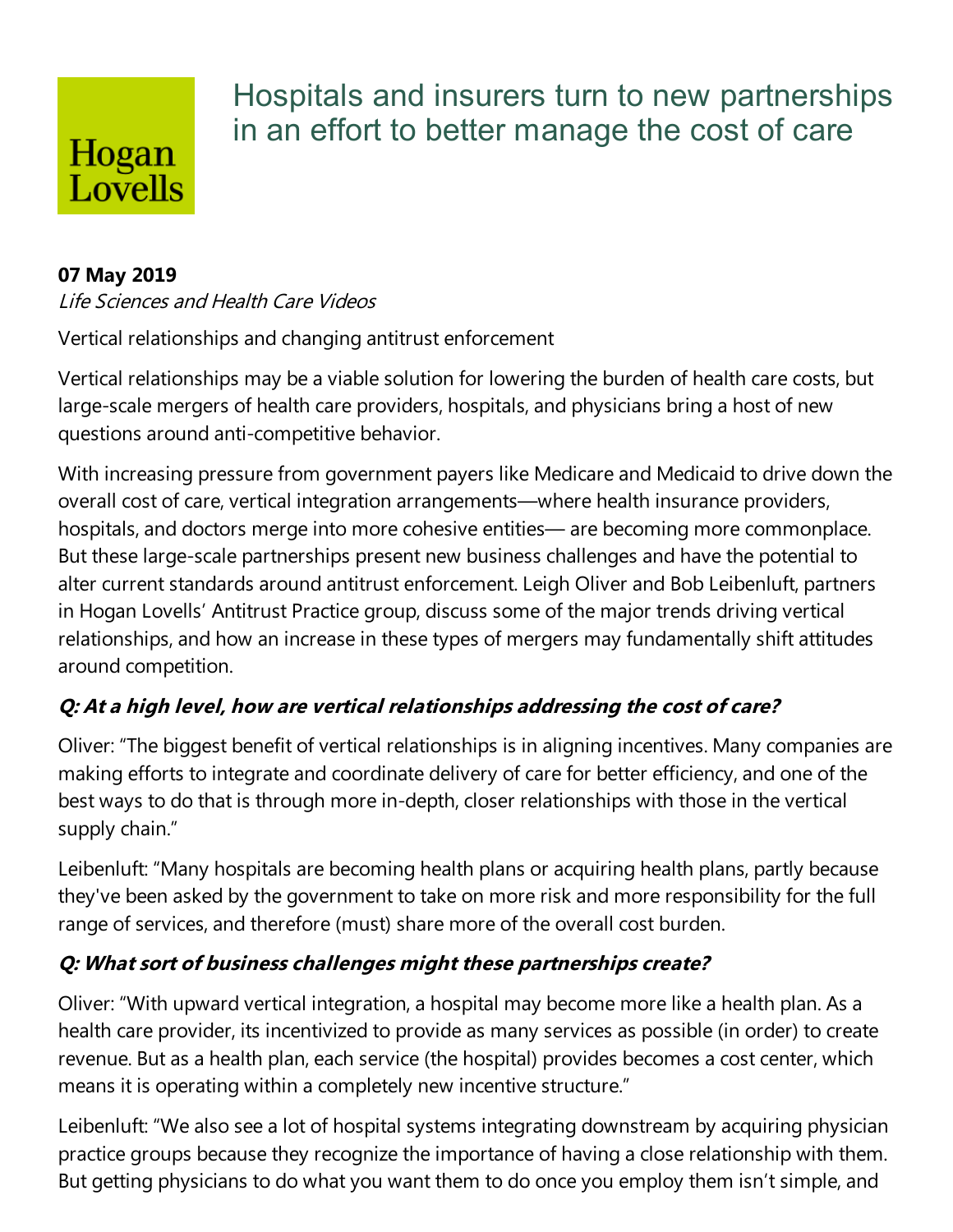# Hospitals and insurers turn to new partnerships in an effort to better manage the cost of care

**07 May 2019**

*Life Sciences and Health Care Videos*

Vertical relationships and changing antitrust enforcement

Vertical relationships may be a viable solution for lowering the burden of health care costs, but large-scale mergers of health care providers, hospitals, and physicians bring a host of new questions around anti-competitive behavior.

With increasing pressure from government payers like Medicare and Medicaid to drive down the overall cost of care, vertical integration arrangements—where health insurance providers, hospitals, and doctors merge into more cohesive entities— are becoming more commonplace. But these large-scale partnerships present new business challenges and have the potential to alter current standards around antitrust enforcement. Leigh Oliver and Bob Leibenluft, partners in Hogan Lovells' Antitrust Practice group, discuss some of the major trends driving vertical relationships, and how an increase in these types of mergers may fundamentally shift attitudes around competition.

### *Q: At a high level, how are vertical relationships addressing the cost of care?*

Oliver: "The biggest benefit of vertical relationships is in aligning incentives. Many companies are making efforts to integrate and coordinate delivery of care for better efficiency, and one of the best ways to do that is through more in-depth, closer relationships with those in the vertical supply chain."

Leibenluft: "Many hospitals are becoming health plans or acquiring health plans, partly because they've been asked by the government to take on more risk and more responsibility for the full range of services, and therefore (must) share more of the overall cost burden.

### *Q: What sort of business challenges might these partnerships create?*

Oliver: "With upward vertical integration, a hospital may become more like a health plan. As a health care provider, its incentivized to provide as many services as possible (in order) to create revenue. But as a health plan, each service (the hospital) provides becomes a cost center, which means it is operating within a completely new incentive structure."

Leibenluft: "We also see a lot of hospital systems integrating downstream by acquiring physician practice groups because they recognize the importance of having a close relationship with them. But getting physicians to do what you want them to do once you employ them isn't simple, and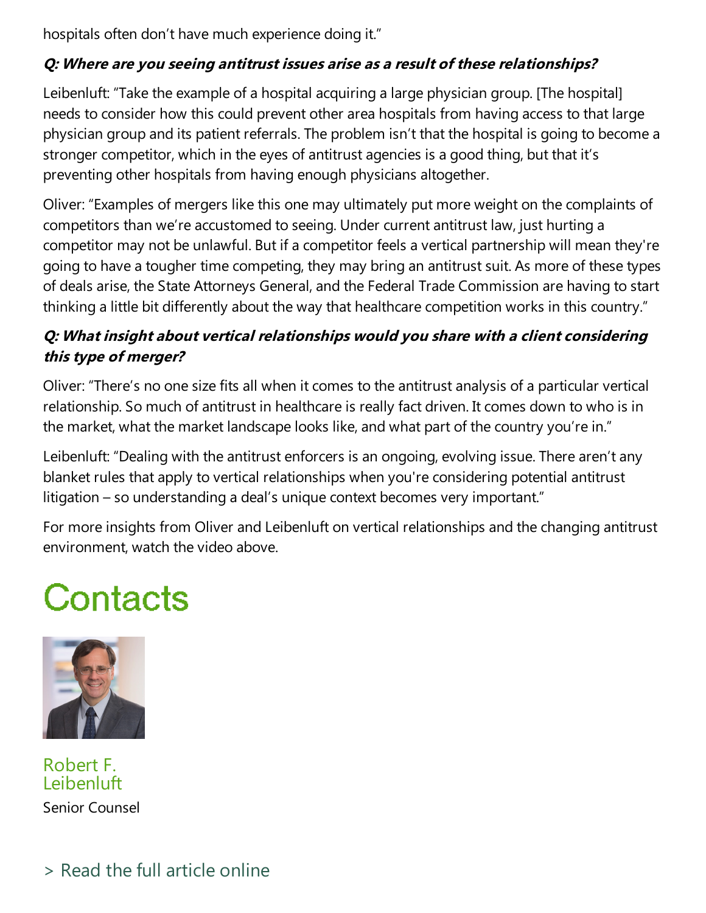hospitals often don't have much experience doing it."

***Q: Where are you seeing antitrust issues arise as a result of these relationships?***

Leibenluft: "Take the example of a hospital acquiring a large physician group. [The hospital] needs to consider how this could prevent other area hospitals from having access to that large physician group and its patient referrals. The problem isn't that the hospital is going to become a stronger competitor, which in the eyes of antitrust agencies is a good thing, but that it's preventing other hospitals from having enough physicians altogether.

Oliver: "Examples of mergers like this one may ultimately put more weight on the complaints of competitors than we're accustomed to seeing. Under current antitrust law, just hurting a competitor may not be unlawful. But if a competitor feels a vertical partnership will mean they're going to have a tougher time competing, they may bring an antitrust suit. As more of these types of deals arise, the State Attorneys General, and the Federal Trade Commission are having to start thinking a little bit differently about the way that healthcare competition works in this country."

***Q: What insight about vertical relationships would you share with a client considering this type of merger?***

Oliver: "There's no one size fits all when it comes to the antitrust analysis of a particular vertical relationship. So much of antitrust in healthcare is really fact driven. It comes down to who is in the market, what the market landscape looks like, and what part of the country you're in."

Leibenluft: "Dealing with the antitrust enforcers is an ongoing, evolving issue. There aren't any blanket rules that apply to vertical relationships when you're considering potential antitrust litigation – so understanding a deal's unique context becomes very important."

For more insights from Oliver and Leibenluft on vertical relationships and the changing antitrust environment, watch the video above.

# Contacts

Robert F. Leibenluft
Senior Counsel

> Read the full article online